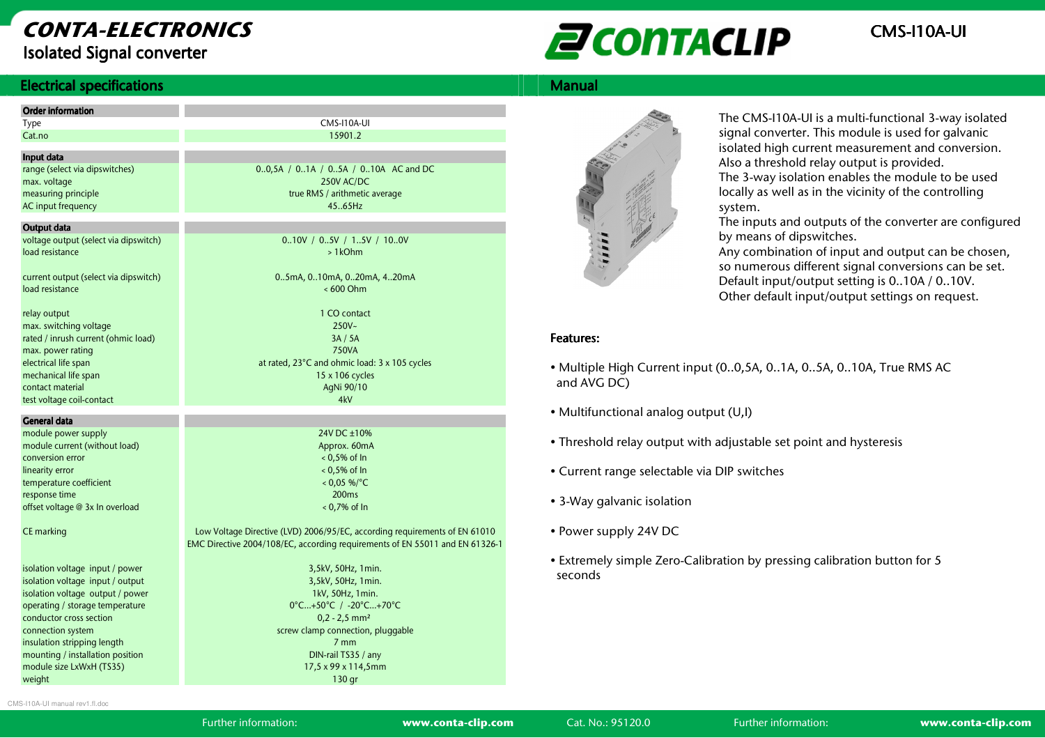# CONTA-ELECTRONICS

Isolated Signal converter

CONTACLIP

CMS-I10A-UI

## Electrical specifications

| | |
|---|---|
| **Order information** | |
| Type | CMS-I10A-UI |
| Cat.no | 15901.2 |
| **Input data** | |
| range (select via dipswitches) | 0..0,5A / 0..1A / 0..5A / 0..10A AC and DC |
| max. voltage | 250V AC/DC |
| measuring principle | true RMS / arithmetic average |
| AC input frequency | 45..65Hz |
| **Output data** | |
| voltage output (select via dipswitch) | 0..10V / 0..5V / 1..5V / 10..0V |
| load resistance | > 1kOhm |
| current output (select via dipswitch) | 0..5mA, 0..10mA, 0..20mA, 4..20mA |
| load resistance | < 600 Ohm |
| relay output | 1 CO contact |
| max. switching voltage | 250V~ |
| rated / inrush current (ohmic load) | 3A / 5A |
| max. power rating | 750VA |
| electrical life span | at rated, 23°C and ohmic load: 3 x 105 cycles |
| mechanical life span | 15 x 106 cycles |
| contact material | AgNi 90/10 |
| test voltage coil-contact | 4kV |
| **General data** | |
| module power supply | 24V DC ±10% |
| module current (without load) | Approx. 60mA |
| conversion error | < 0,5% of In |
| linearity error | < 0,5% of In |
| temperature coefficient | < 0,05 %/°C |
| response time | 200ms |
| offset voltage @ 3x In overload | < 0,7% of In |
| CE marking | Low Voltage Directive (LVD) 2006/95/EC, according requirements of EN 61010<br>EMC Directive 2004/108/EC, according requirements of EN 55011 and EN 61326-1 |
| isolation voltage input / power | 3,5kV, 50Hz, 1min. |
| isolation voltage input / output | 3,5kV, 50Hz, 1min. |
| isolation voltage output / power | 1kV, 50Hz, 1min. |
| operating / storage temperature | 0°C...+50°C / -20°C...+70°C |
| conductor cross section | 0,2 - 2,5 mm² |
| connection system | screw clamp connection, pluggable |
| insulation stripping length | 7 mm |
| mounting / installation position | DIN-rail TS35 / any |
| module size LxWxH (TS35) | 17,5 x 99 x 114,5mm |
| weight | 130 gr |

## Manual

The CMS-I10A-UI is a multi-functional 3-way isolated signal converter. This module is used for galvanic isolated high current measurement and conversion. Also a threshold relay output is provided.
The 3-way isolation enables the module to be used locally as well as in the vicinity of the controlling system.
The inputs and outputs of the converter are configured by means of dipswitches.
Any combination of input and output can be chosen, so numerous different signal conversions can be set.
Default input/output setting is 0..10A / 0..10V.
Other default input/output settings on request.

### Features:

- Multiple High Current input (0..0,5A, 0..1A, 0..5A, 0..10A, True RMS AC and AVG DC)
- Multifunctional analog output (U,I)
- Threshold relay output with adjustable set point and hysteresis
- Current range selectable via DIP switches
- 3-Way galvanic isolation
- Power supply 24V DC
- Extremely simple Zero-Calibration by pressing calibration button for 5 seconds

CMS-I10A-UI manual rev1.fl.doc

Further information: www.conta-clip.com Cat. No.: 95120.0 Further information: www.conta-clip.com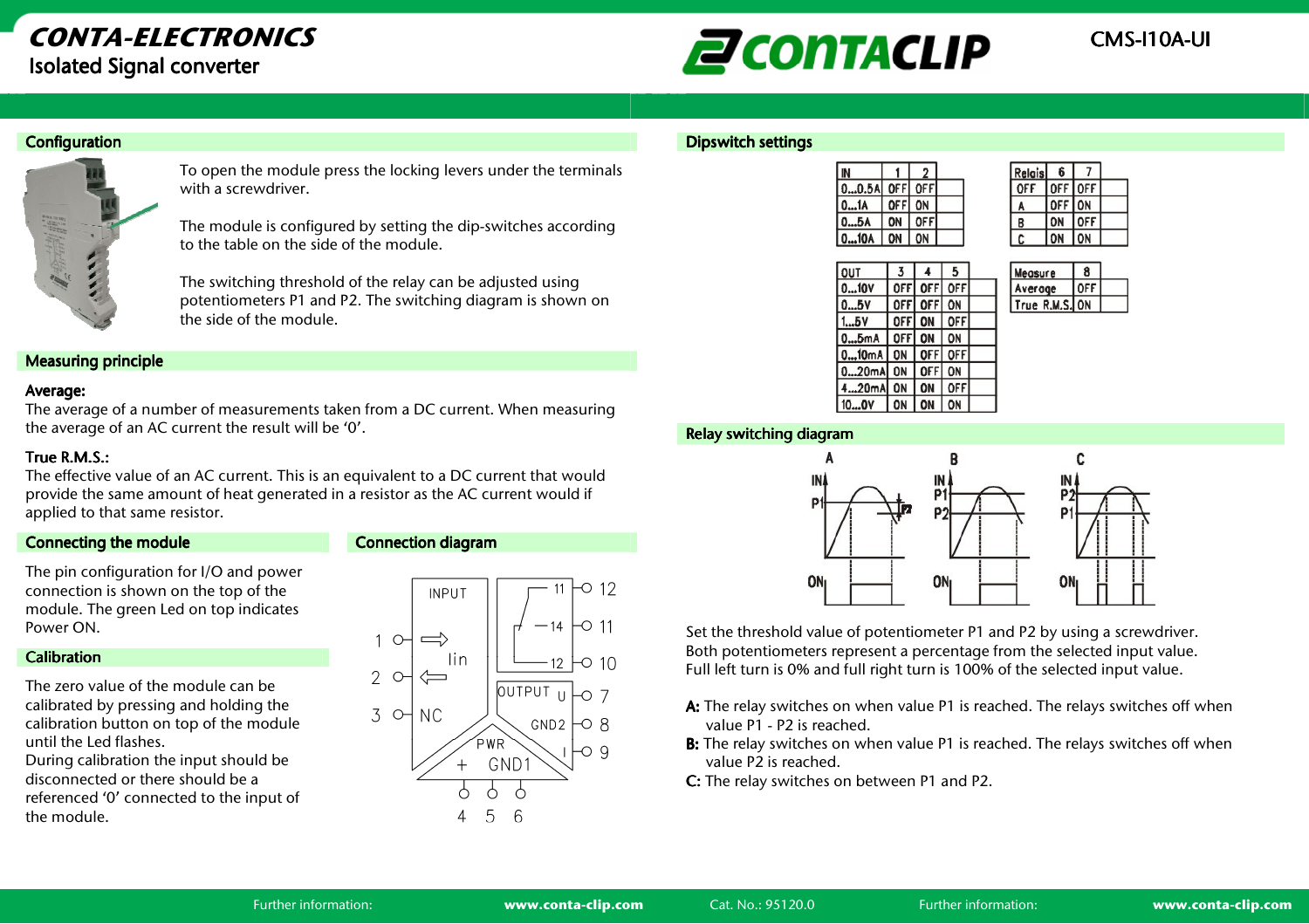# CONTA-ELECTRONICS

Isolated Signal converter

CMS-I10A-UI

## Configuration

To open the module press the locking levers under the terminals with a screwdriver.

The module is configured by setting the dip-switches according to the table on the side of the module.

The switching threshold of the relay can be adjusted using potentiometers P1 and P2. The switching diagram is shown on the side of the module.

## Measuring principle

**Average:**
The average of a number of measurements taken from a DC current. When measuring the average of an AC current the result will be '0'.

**True R.M.S.:**
The effective value of an AC current. This is an equivalent to a DC current that would provide the same amount of heat generated in a resistor as the AC current would if applied to that same resistor.

## Connecting the module

The pin configuration for I/O and power connection is shown on the top of the module. The green Led on top indicates Power ON.

## Calibration

The zero value of the module can be calibrated by pressing and holding the calibration button on top of the module until the Led flashes.
During calibration the input should be disconnected or there should be a referenced '0' connected to the input of the module.

## Connection diagram

INPUT
1
2
3 NC
Iin
11 12
14 11
12 10
OUTPUT U 7
GND2 8
I 9
PWR
+ GND1
4 5 6

## Dipswitch settings

| IN | 1 | 2 |
|---|---|---|
| 0...0.5A | OFF | OFF |
| 0...1A | OFF | ON |
| 0...5A | ON | OFF |
| 0...10A | ON | ON |

| Relais | 6 | 7 |
|---|---|---|
| OFF | OFF | OFF |
| A | OFF | ON |
| B | ON | OFF |
| C | ON | ON |

| OUT | 3 | 4 | 5 |
|---|---|---|---|
| 0...10V | OFF | OFF | OFF |
| 0...5V | OFF | OFF | ON |
| 1...5V | OFF | ON | OFF |
| 0...5mA | OFF | ON | ON |
| 0...10mA | ON | OFF | OFF |
| 0...20mA | ON | OFF | ON |
| 4...20mA | ON | ON | OFF |
| 10...0V | ON | ON | ON |

| Measure | 8 |
|---|---|
| Average | OFF |
| True R.M.S. | ON |

## Relay switching diagram

A B C
IN P1 P2 ON

Set the threshold value of potentiometer P1 and P2 by using a screwdriver.
Both potentiometers represent a percentage from the selected input value.
Full left turn is 0% and full right turn is 100% of the selected input value.

**A:** The relay switches on when value P1 is reached. The relays switches off when value P1 - P2 is reached.
**B:** The relay switches on when value P1 is reached. The relays switches off when value P2 is reached.
**C:** The relay switches on between P1 and P2.

Further information: www.conta-clip.com Cat. No.: 95120.0 Further information: www.conta-clip.com